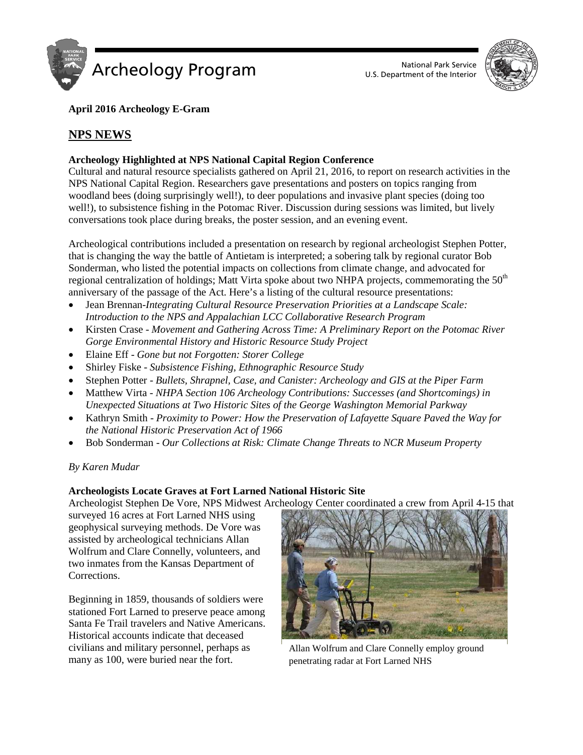**April 2016 Archeology E-Gram**

## NPS NEWS

**Archeology Highlighted at NPS National Capital Region Conference**

Cultural and natural resource specialists gathered on April 21, 2016, to report on research activities in the NPS National Capital Region. Researchers gave presentations and posters on topics ranging from woodland bees (doing surprisingly well!), to deer populations and invasive plant species (doing too well!), to subsistence fishing in the Potomac River. Discussion during sessions was limited, but lively conversations took place during breaks, the poster session, and an evening event.

Archeological contributions included a presentation on research by regional archeologist Stephen Potter, that is changing the way the battle of Antietam is interpreted; a sobering talk by regional curator Bob Sonderman, who listed the potential impacts on collections from climate change, and advocated for regional centralization of holdings; Matt Virta spoke about two NHPA projects, commemorating the 50th anniversary of the passage of the Act. Here's a listing of the cultural resource presentations:

- Jean Brennan-*Integrating Cultural Resource Preservation Priorities at a Landscape Scale: Introduction to the NPS and Appalachian LCC Collaborative Research Program*
- Kirsten Crase - *Movement and Gathering Across Time: A Preliminary Report on the Potomac River Gorge Environmental History and Historic Resource Study Project*
- Elaine Eff - *Gone but not Forgotten: Storer College*
- Shirley Fiske - *Subsistence Fishing, Ethnographic Resource Study*
- Stephen Potter - *Bullets, Shrapnel, Case, and Canister: Archeology and GIS at the Piper Farm*
- Matthew Virta - *NHPA Section 106 Archeology Contributions: Successes (and Shortcomings) in Unexpected Situations at Two Historic Sites of the George Washington Memorial Parkway*
- Kathryn Smith - *Proximity to Power: How the Preservation of Lafayette Square Paved the Way for the National Historic Preservation Act of 1966*
- Bob Sonderman - *Our Collections at Risk: Climate Change Threats to NCR Museum Property*

*By Karen Mudar*

**Archeologists Locate Graves at Fort Larned National Historic Site**

Archeologist Stephen De Vore, NPS Midwest Archeology Center coordinated a crew from April 4-15 that surveyed 16 acres at Fort Larned NHS using geophysical surveying methods. De Vore was assisted by archeological technicians Allan Wolfrum and Clare Connelly, volunteers, and two inmates from the Kansas Department of Corrections.

Allan Wolfrum and Clare Connelly employ ground penetrating radar at Fort Larned NHS

Beginning in 1859, thousands of soldiers were stationed Fort Larned to preserve peace among Santa Fe Trail travelers and Native Americans. Historical accounts indicate that deceased civilians and military personnel, perhaps as many as 100, were buried near the fort.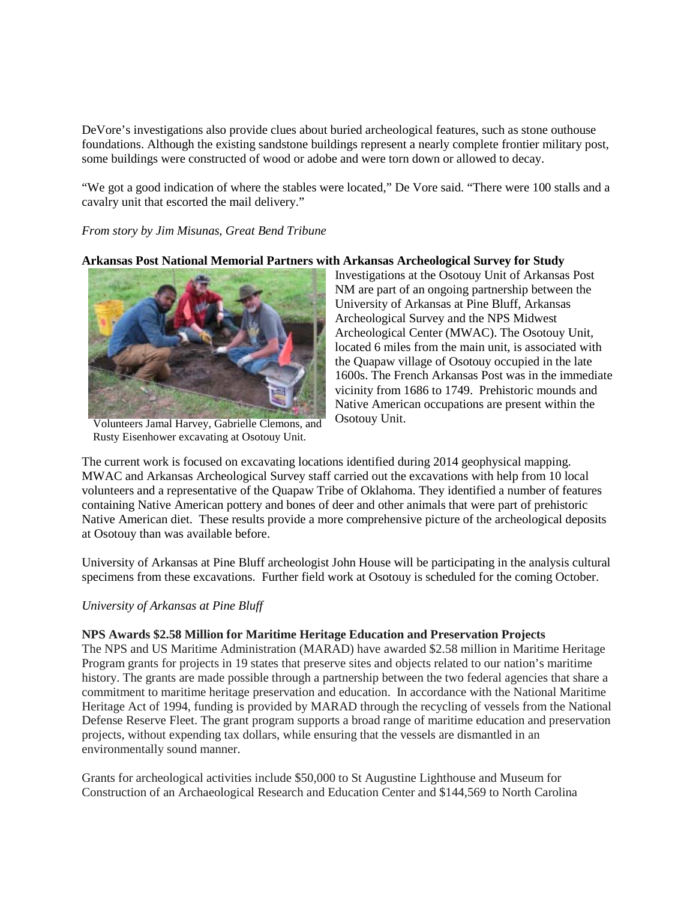DeVore's investigations also provide clues about buried archeological features, such as stone outhouse foundations. Although the existing sandstone buildings represent a nearly complete frontier military post, some buildings were constructed of wood or adobe and were torn down or allowed to decay.

"We got a good indication of where the stables were located," De Vore said. "There were 100 stalls and a cavalry unit that escorted the mail delivery."

*From story by Jim Misunas, Great Bend Tribune*

**Arkansas Post National Memorial Partners with Arkansas Archeological Survey for Study**

Investigations at the Osotouy Unit of Arkansas Post NM are part of an ongoing partnership between the University of Arkansas at Pine Bluff, Arkansas Archeological Survey and the NPS Midwest Archeological Center (MWAC). The Osotouy Unit, located 6 miles from the main unit, is associated with the Quapaw village of Osotouy occupied in the late 1600s. The French Arkansas Post was in the immediate vicinity from 1686 to 1749. Prehistoric mounds and Native American occupations are present within the Osotouy Unit.

Volunteers Jamal Harvey, Gabrielle Clemons, and Rusty Eisenhower excavating at Osotouy Unit.

The current work is focused on excavating locations identified during 2014 geophysical mapping. MWAC and Arkansas Archeological Survey staff carried out the excavations with help from 10 local volunteers and a representative of the Quapaw Tribe of Oklahoma. They identified a number of features containing Native American pottery and bones of deer and other animals that were part of prehistoric Native American diet. These results provide a more comprehensive picture of the archeological deposits at Osotouy than was available before.

University of Arkansas at Pine Bluff archeologist John House will be participating in the analysis cultural specimens from these excavations. Further field work at Osotouy is scheduled for the coming October.

*University of Arkansas at Pine Bluff*

**NPS Awards $2.58 Million for Maritime Heritage Education and Preservation Projects**

The NPS and US Maritime Administration (MARAD) have awarded $2.58 million in Maritime Heritage Program grants for projects in 19 states that preserve sites and objects related to our nation's maritime history. The grants are made possible through a partnership between the two federal agencies that share a commitment to maritime heritage preservation and education. In accordance with the National Maritime Heritage Act of 1994, funding is provided by MARAD through the recycling of vessels from the National Defense Reserve Fleet. The grant program supports a broad range of maritime education and preservation projects, without expending tax dollars, while ensuring that the vessels are dismantled in an environmentally sound manner.

Grants for archeological activities include $50,000 to St Augustine Lighthouse and Museum for Construction of an Archaeological Research and Education Center and $144,569 to North Carolina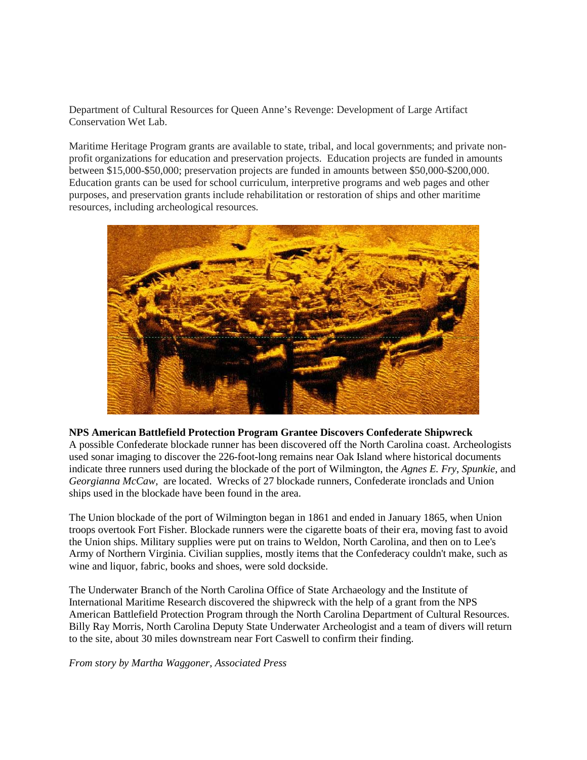Department of Cultural Resources for Queen Anne's Revenge: Development of Large Artifact Conservation Wet Lab.

Maritime Heritage Program grants are available to state, tribal, and local governments; and private non-profit organizations for education and preservation projects. Education projects are funded in amounts between $15,000-$50,000; preservation projects are funded in amounts between $50,000-$200,000. Education grants can be used for school curriculum, interpretive programs and web pages and other purposes, and preservation grants include rehabilitation or restoration of ships and other maritime resources, including archeological resources.

**NPS American Battlefield Protection Program Grantee Discovers Confederate Shipwreck**

A possible Confederate blockade runner has been discovered off the North Carolina coast. Archeologists used sonar imaging to discover the 226-foot-long remains near Oak Island where historical documents indicate three runners used during the blockade of the port of Wilmington, the *Agnes E. Fry*, *Spunkie*, and *Georgianna McCaw*, are located. Wrecks of 27 blockade runners, Confederate ironclads and Union ships used in the blockade have been found in the area.

The Union blockade of the port of Wilmington began in 1861 and ended in January 1865, when Union troops overtook Fort Fisher. Blockade runners were the cigarette boats of their era, moving fast to avoid the Union ships. Military supplies were put on trains to Weldon, North Carolina, and then on to Lee's Army of Northern Virginia. Civilian supplies, mostly items that the Confederacy couldn't make, such as wine and liquor, fabric, books and shoes, were sold dockside.

The Underwater Branch of the North Carolina Office of State Archaeology and the Institute of International Maritime Research discovered the shipwreck with the help of a grant from the NPS American Battlefield Protection Program through the North Carolina Department of Cultural Resources. Billy Ray Morris, North Carolina Deputy State Underwater Archeologist and a team of divers will return to the site, about 30 miles downstream near Fort Caswell to confirm their finding.

*From story by Martha Waggoner, Associated Press*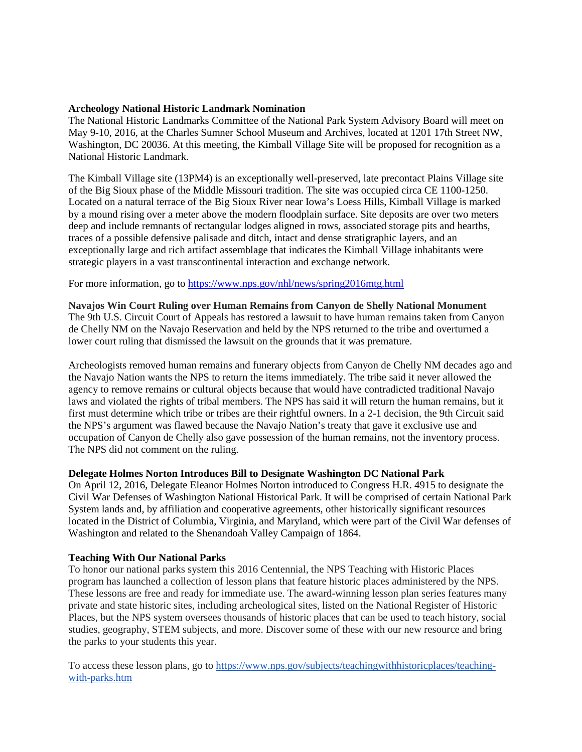**Archeology National Historic Landmark Nomination**

The National Historic Landmarks Committee of the National Park System Advisory Board will meet on May 9-10, 2016, at the Charles Sumner School Museum and Archives, located at 1201 17th Street NW, Washington, DC 20036. At this meeting, the Kimball Village Site will be proposed for recognition as a National Historic Landmark.

The Kimball Village site (13PM4) is an exceptionally well-preserved, late precontact Plains Village site of the Big Sioux phase of the Middle Missouri tradition. The site was occupied circa CE 1100-1250. Located on a natural terrace of the Big Sioux River near Iowa's Loess Hills, Kimball Village is marked by a mound rising over a meter above the modern floodplain surface. Site deposits are over two meters deep and include remnants of rectangular lodges aligned in rows, associated storage pits and hearths, traces of a possible defensive palisade and ditch, intact and dense stratigraphic layers, and an exceptionally large and rich artifact assemblage that indicates the Kimball Village inhabitants were strategic players in a vast transcontinental interaction and exchange network.

For more information, go to https://www.nps.gov/nhl/news/spring2016mtg.html

**Navajos Win Court Ruling over Human Remains from Canyon de Shelly National Monument**

The 9th U.S. Circuit Court of Appeals has restored a lawsuit to have human remains taken from Canyon de Chelly NM on the Navajo Reservation and held by the NPS returned to the tribe and overturned a lower court ruling that dismissed the lawsuit on the grounds that it was premature.

Archeologists removed human remains and funerary objects from Canyon de Chelly NM decades ago and the Navajo Nation wants the NPS to return the items immediately. The tribe said it never allowed the agency to remove remains or cultural objects because that would have contradicted traditional Navajo laws and violated the rights of tribal members. The NPS has said it will return the human remains, but it first must determine which tribe or tribes are their rightful owners. In a 2-1 decision, the 9th Circuit said the NPS's argument was flawed because the Navajo Nation's treaty that gave it exclusive use and occupation of Canyon de Chelly also gave possession of the human remains, not the inventory process. The NPS did not comment on the ruling.

**Delegate Holmes Norton Introduces Bill to Designate Washington DC National Park**

On April 12, 2016, Delegate Eleanor Holmes Norton introduced to Congress H.R. 4915 to designate the Civil War Defenses of Washington National Historical Park. It will be comprised of certain National Park System lands and, by affiliation and cooperative agreements, other historically significant resources located in the District of Columbia, Virginia, and Maryland, which were part of the Civil War defenses of Washington and related to the Shenandoah Valley Campaign of 1864.

**Teaching With Our National Parks**

To honor our national parks system this 2016 Centennial, the NPS Teaching with Historic Places program has launched a collection of lesson plans that feature historic places administered by the NPS. These lessons are free and ready for immediate use. The award-winning lesson plan series features many private and state historic sites, including archeological sites, listed on the National Register of Historic Places, but the NPS system oversees thousands of historic places that can be used to teach history, social studies, geography, STEM subjects, and more. Discover some of these with our new resource and bring the parks to your students this year.

To access these lesson plans, go to https://www.nps.gov/subjects/teachingwithhistoricplaces/teaching-with-parks.htm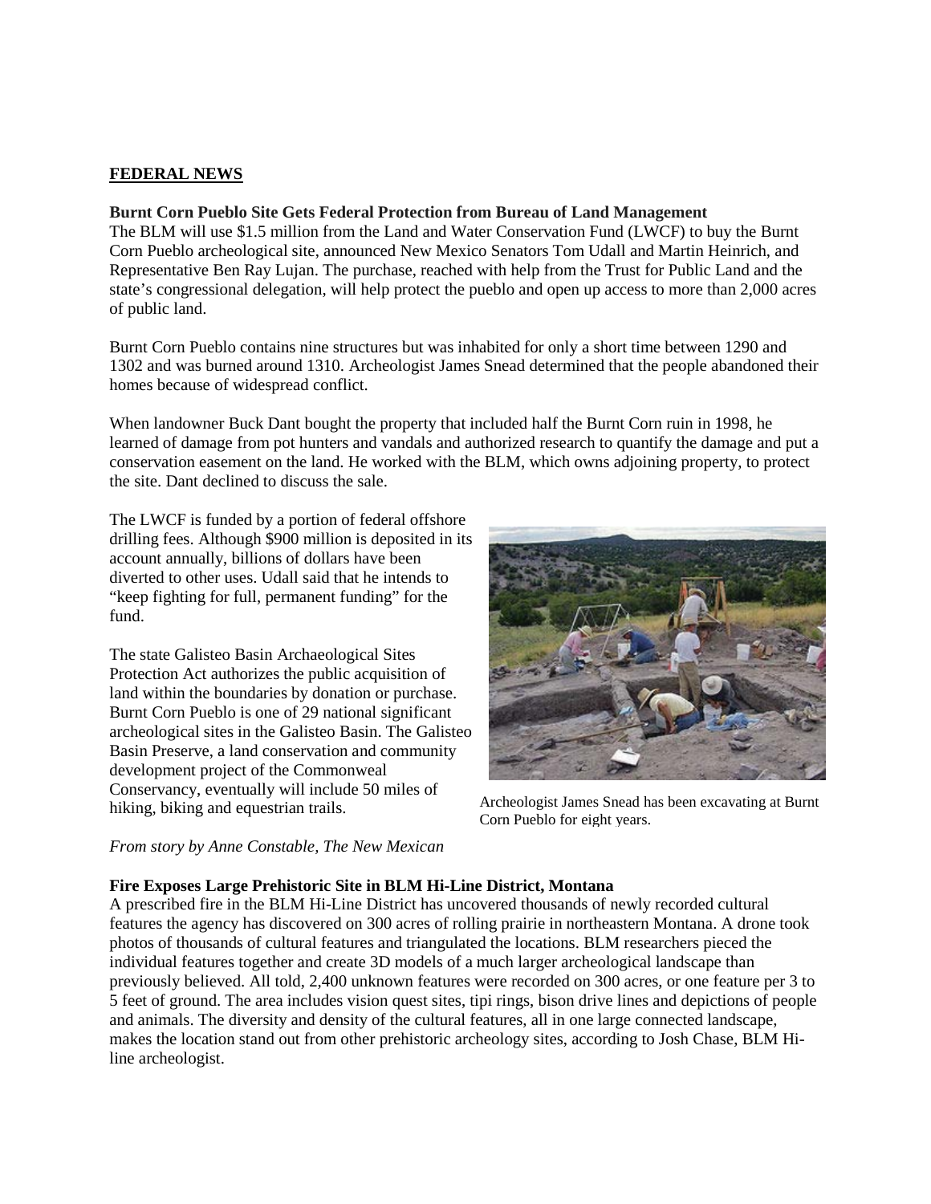## FEDERAL NEWS

**Burnt Corn Pueblo Site Gets Federal Protection from Bureau of Land Management**

The BLM will use $1.5 million from the Land and Water Conservation Fund (LWCF) to buy the Burnt Corn Pueblo archeological site, announced New Mexico Senators Tom Udall and Martin Heinrich, and Representative Ben Ray Lujan. The purchase, reached with help from the Trust for Public Land and the state's congressional delegation, will help protect the pueblo and open up access to more than 2,000 acres of public land.

Burnt Corn Pueblo contains nine structures but was inhabited for only a short time between 1290 and 1302 and was burned around 1310. Archeologist James Snead determined that the people abandoned their homes because of widespread conflict.

When landowner Buck Dant bought the property that included half the Burnt Corn ruin in 1998, he learned of damage from pot hunters and vandals and authorized research to quantify the damage and put a conservation easement on the land. He worked with the BLM, which owns adjoining property, to protect the site. Dant declined to discuss the sale.

The LWCF is funded by a portion of federal offshore drilling fees. Although $900 million is deposited in its account annually, billions of dollars have been diverted to other uses. Udall said that he intends to "keep fighting for full, permanent funding" for the fund.

The state Galisteo Basin Archaeological Sites Protection Act authorizes the public acquisition of land within the boundaries by donation or purchase. Burnt Corn Pueblo is one of 29 national significant archeological sites in the Galisteo Basin. The Galisteo Basin Preserve, a land conservation and community development project of the Commonweal Conservancy, eventually will include 50 miles of hiking, biking and equestrian trails.

Archeologist James Snead has been excavating at Burnt Corn Pueblo for eight years.

*From story by Anne Constable, The New Mexican*

**Fire Exposes Large Prehistoric Site in BLM Hi-Line District, Montana**

A prescribed fire in the BLM Hi-Line District has uncovered thousands of newly recorded cultural features the agency has discovered on 300 acres of rolling prairie in northeastern Montana. A drone took photos of thousands of cultural features and triangulated the locations. BLM researchers pieced the individual features together and create 3D models of a much larger archeological landscape than previously believed. All told, 2,400 unknown features were recorded on 300 acres, or one feature per 3 to 5 feet of ground. The area includes vision quest sites, tipi rings, bison drive lines and depictions of people and animals. The diversity and density of the cultural features, all in one large connected landscape, makes the location stand out from other prehistoric archeology sites, according to Josh Chase, BLM Hi-line archeologist.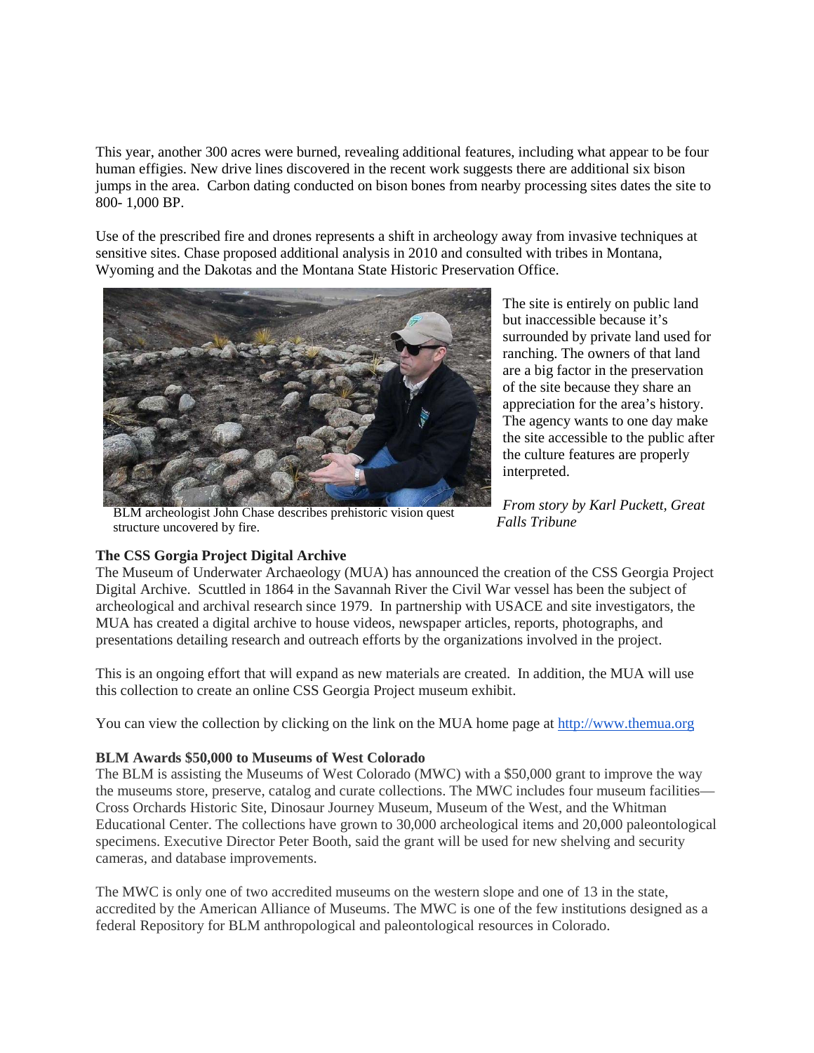This year, another 300 acres were burned, revealing additional features, including what appear to be four human effigies. New drive lines discovered in the recent work suggests there are additional six bison jumps in the area. Carbon dating conducted on bison bones from nearby processing sites dates the site to 800- 1,000 BP.

Use of the prescribed fire and drones represents a shift in archeology away from invasive techniques at sensitive sites. Chase proposed additional analysis in 2010 and consulted with tribes in Montana, Wyoming and the Dakotas and the Montana State Historic Preservation Office.

BLM archeologist John Chase describes prehistoric vision quest structure uncovered by fire.

The site is entirely on public land but inaccessible because it's surrounded by private land used for ranching. The owners of that land are a big factor in the preservation of the site because they share an appreciation for the area's history. The agency wants to one day make the site accessible to the public after the culture features are properly interpreted.

*From story by Karl Puckett, Great Falls Tribune*

**The CSS Gorgia Project Digital Archive**

The Museum of Underwater Archaeology (MUA) has announced the creation of the CSS Georgia Project Digital Archive. Scuttled in 1864 in the Savannah River the Civil War vessel has been the subject of archeological and archival research since 1979. In partnership with USACE and site investigators, the MUA has created a digital archive to house videos, newspaper articles, reports, photographs, and presentations detailing research and outreach efforts by the organizations involved in the project.

This is an ongoing effort that will expand as new materials are created. In addition, the MUA will use this collection to create an online CSS Georgia Project museum exhibit.

You can view the collection by clicking on the link on the MUA home page at [http://www.themua.org](http://www.themua.org)

**BLM Awards $50,000 to Museums of West Colorado**

The BLM is assisting the Museums of West Colorado (MWC) with a $50,000 grant to improve the way the museums store, preserve, catalog and curate collections. The MWC includes four museum facilities—Cross Orchards Historic Site, Dinosaur Journey Museum, Museum of the West, and the Whitman Educational Center. The collections have grown to 30,000 archeological items and 20,000 paleontological specimens. Executive Director Peter Booth, said the grant will be used for new shelving and security cameras, and database improvements.

The MWC is only one of two accredited museums on the western slope and one of 13 in the state, accredited by the American Alliance of Museums. The MWC is one of the few institutions designed as a federal Repository for BLM anthropological and paleontological resources in Colorado.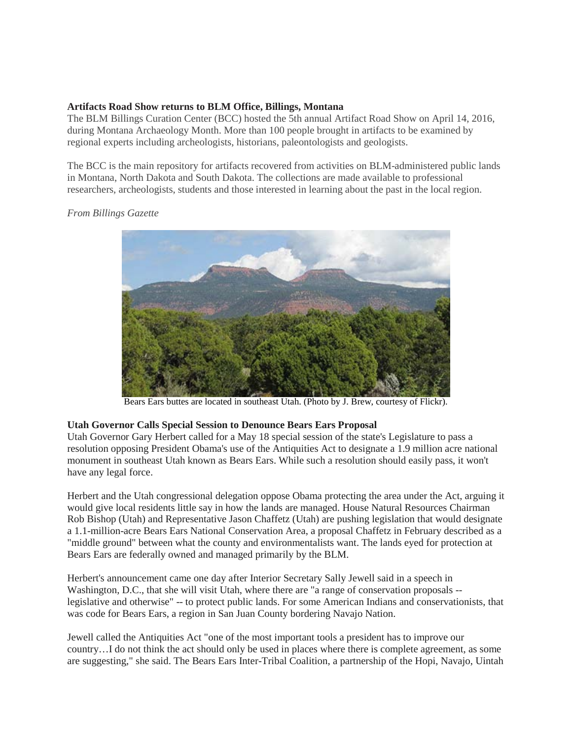**Artifacts Road Show returns to BLM Office, Billings, Montana**

The BLM Billings Curation Center (BCC) hosted the 5th annual Artifact Road Show on April 14, 2016, during Montana Archaeology Month. More than 100 people brought in artifacts to be examined by regional experts including archeologists, historians, paleontologists and geologists.

The BCC is the main repository for artifacts recovered from activities on BLM-administered public lands in Montana, North Dakota and South Dakota. The collections are made available to professional researchers, archeologists, students and those interested in learning about the past in the local region.

*From Billings Gazette*

Bears Ears buttes are located in southeast Utah. (Photo by J. Brew, courtesy of Flickr).

**Utah Governor Calls Special Session to Denounce Bears Ears Proposal**

Utah Governor Gary Herbert called for a May 18 special session of the state's Legislature to pass a resolution opposing President Obama's use of the Antiquities Act to designate a 1.9 million acre national monument in southeast Utah known as Bears Ears. While such a resolution should easily pass, it won't have any legal force.

Herbert and the Utah congressional delegation oppose Obama protecting the area under the Act, arguing it would give local residents little say in how the lands are managed. House Natural Resources Chairman Rob Bishop (Utah) and Representative Jason Chaffetz (Utah) are pushing legislation that would designate a 1.1-million-acre Bears Ears National Conservation Area, a proposal Chaffetz in February described as a "middle ground" between what the county and environmentalists want. The lands eyed for protection at Bears Ears are federally owned and managed primarily by the BLM.

Herbert's announcement came one day after Interior Secretary Sally Jewell said in a speech in Washington, D.C., that she will visit Utah, where there are "a range of conservation proposals -- legislative and otherwise" -- to protect public lands. For some American Indians and conservationists, that was code for Bears Ears, a region in San Juan County bordering Navajo Nation.

Jewell called the Antiquities Act "one of the most important tools a president has to improve our country…I do not think the act should only be used in places where there is complete agreement, as some are suggesting," she said. The Bears Ears Inter-Tribal Coalition, a partnership of the Hopi, Navajo, Uintah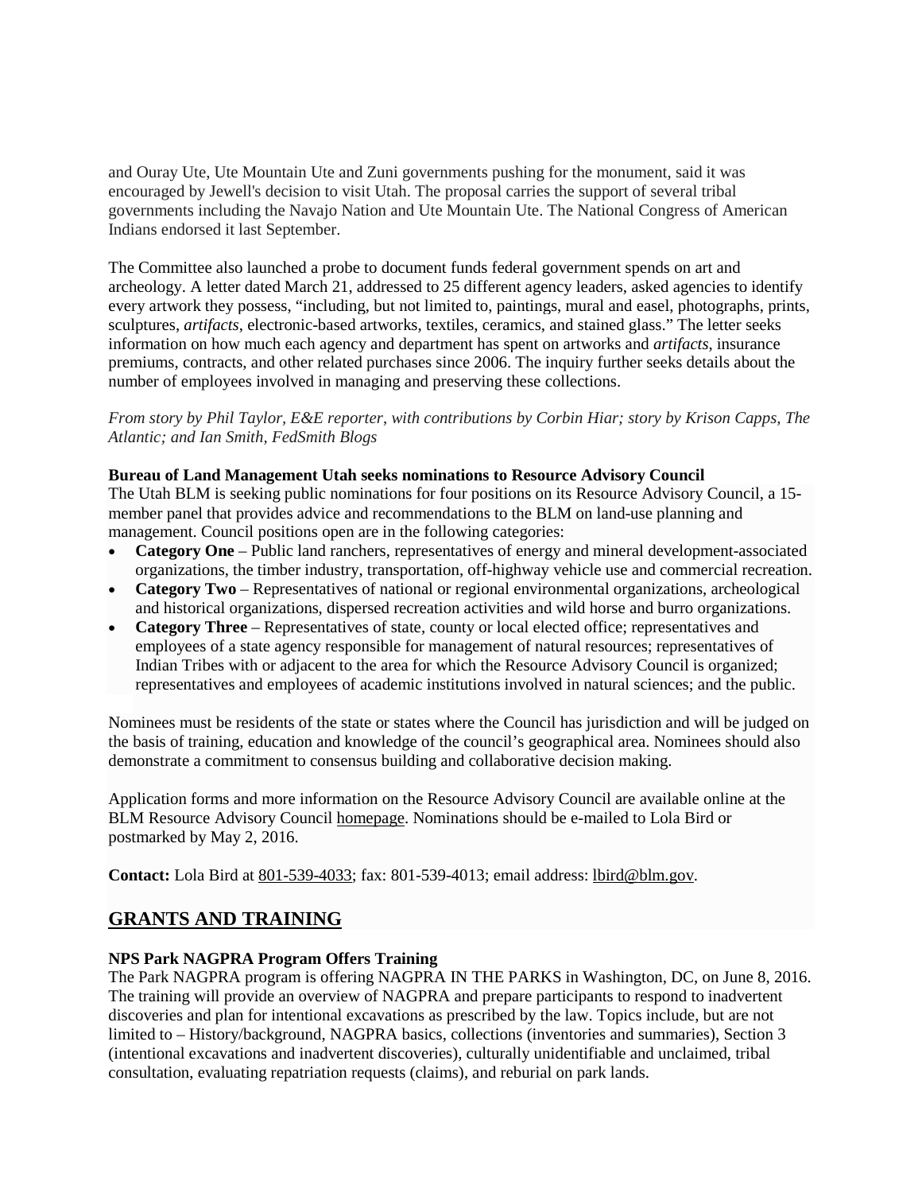and Ouray Ute, Ute Mountain Ute and Zuni governments pushing for the monument, said it was encouraged by Jewell's decision to visit Utah. The proposal carries the support of several tribal governments including the Navajo Nation and Ute Mountain Ute. The National Congress of American Indians endorsed it last September.

The Committee also launched a probe to document funds federal government spends on art and archeology. A letter dated March 21, addressed to 25 different agency leaders, asked agencies to identify every artwork they possess, "including, but not limited to, paintings, mural and easel, photographs, prints, sculptures, *artifacts*, electronic-based artworks, textiles, ceramics, and stained glass." The letter seeks information on how much each agency and department has spent on artworks and *artifacts*, insurance premiums, contracts, and other related purchases since 2006. The inquiry further seeks details about the number of employees involved in managing and preserving these collections.

*From story by Phil Taylor, E&E reporter, with contributions by Corbin Hiar; story by Krison Capps, The Atlantic; and Ian Smith, FedSmith Blogs*

**Bureau of Land Management Utah seeks nominations to Resource Advisory Council**
The Utah BLM is seeking public nominations for four positions on its Resource Advisory Council, a 15-member panel that provides advice and recommendations to the BLM on land-use planning and management. Council positions open are in the following categories:

- **Category One** – Public land ranchers, representatives of energy and mineral development-associated organizations, the timber industry, transportation, off-highway vehicle use and commercial recreation.
- **Category Two** – Representatives of national or regional environmental organizations, archeological and historical organizations, dispersed recreation activities and wild horse and burro organizations.
- **Category Three** – Representatives of state, county or local elected office; representatives and employees of a state agency responsible for management of natural resources; representatives of Indian Tribes with or adjacent to the area for which the Resource Advisory Council is organized; representatives and employees of academic institutions involved in natural sciences; and the public.

Nominees must be residents of the state or states where the Council has jurisdiction and will be judged on the basis of training, education and knowledge of the council's geographical area. Nominees should also demonstrate a commitment to consensus building and collaborative decision making.

Application forms and more information on the Resource Advisory Council are available online at the BLM Resource Advisory Council homepage. Nominations should be e-mailed to Lola Bird or postmarked by May 2, 2016.

**Contact:** Lola Bird at 801-539-4033; fax: 801-539-4013; email address: lbird@blm.gov.

## GRANTS AND TRAINING

**NPS Park NAGPRA Program Offers Training**
The Park NAGPRA program is offering NAGPRA IN THE PARKS in Washington, DC, on June 8, 2016. The training will provide an overview of NAGPRA and prepare participants to respond to inadvertent discoveries and plan for intentional excavations as prescribed by the law. Topics include, but are not limited to – History/background, NAGPRA basics, collections (inventories and summaries), Section 3 (intentional excavations and inadvertent discoveries), culturally unidentifiable and unclaimed, tribal consultation, evaluating repatriation requests (claims), and reburial on park lands.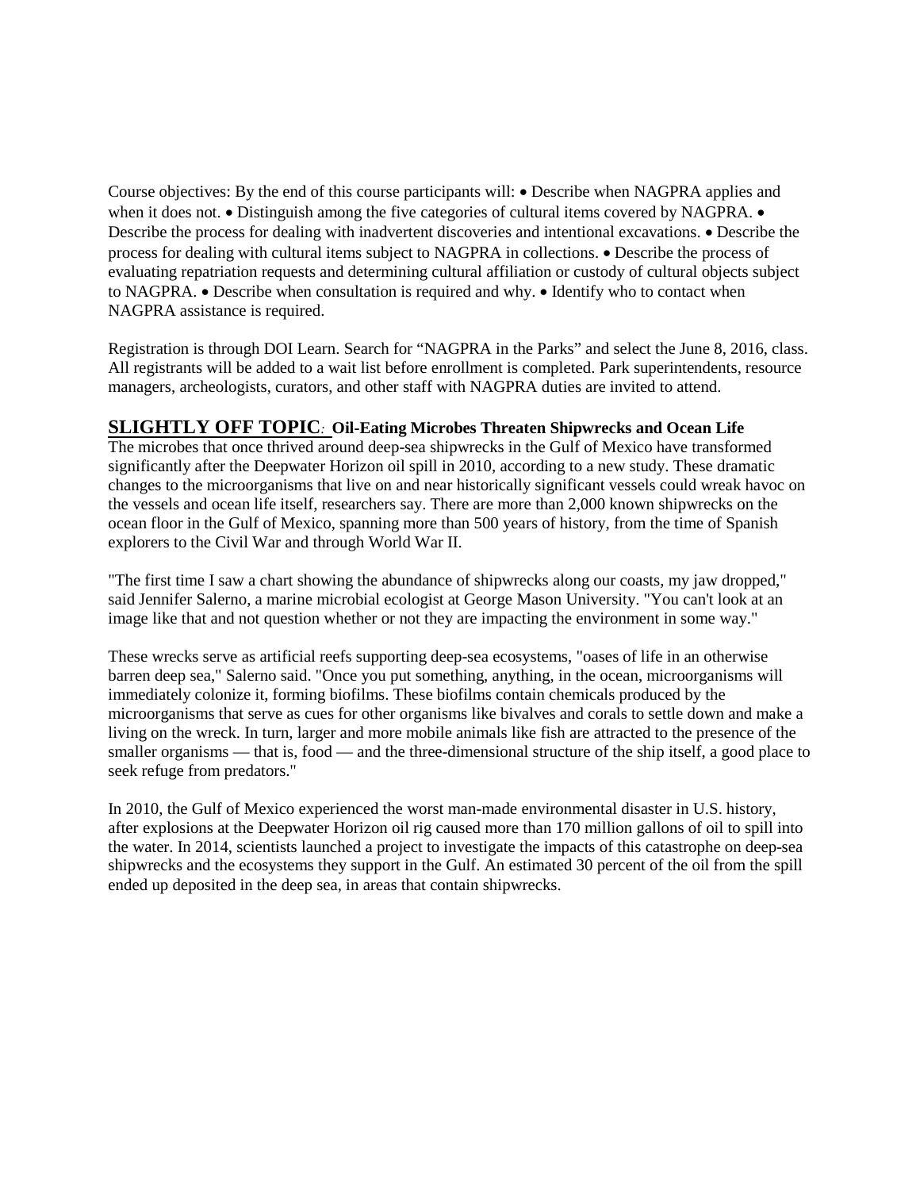Course objectives: By the end of this course participants will: • Describe when NAGPRA applies and when it does not. • Distinguish among the five categories of cultural items covered by NAGPRA. • Describe the process for dealing with inadvertent discoveries and intentional excavations. • Describe the process for dealing with cultural items subject to NAGPRA in collections. • Describe the process of evaluating repatriation requests and determining cultural affiliation or custody of cultural objects subject to NAGPRA. • Describe when consultation is required and why. • Identify who to contact when NAGPRA assistance is required.

Registration is through DOI Learn. Search for "NAGPRA in the Parks" and select the June 8, 2016, class. All registrants will be added to a wait list before enrollment is completed. Park superintendents, resource managers, archeologists, curators, and other staff with NAGPRA duties are invited to attend.

**SLIGHTLY OFF TOPIC***:* **Oil-Eating Microbes Threaten Shipwrecks and Ocean Life**

The microbes that once thrived around deep-sea shipwrecks in the Gulf of Mexico have transformed significantly after the Deepwater Horizon oil spill in 2010, according to a new study. These dramatic changes to the microorganisms that live on and near historically significant vessels could wreak havoc on the vessels and ocean life itself, researchers say. There are more than 2,000 known shipwrecks on the ocean floor in the Gulf of Mexico, spanning more than 500 years of history, from the time of Spanish explorers to the Civil War and through World War II.

"The first time I saw a chart showing the abundance of shipwrecks along our coasts, my jaw dropped," said Jennifer Salerno, a marine microbial ecologist at George Mason University. "You can't look at an image like that and not question whether or not they are impacting the environment in some way."

These wrecks serve as artificial reefs supporting deep-sea ecosystems, "oases of life in an otherwise barren deep sea," Salerno said. "Once you put something, anything, in the ocean, microorganisms will immediately colonize it, forming biofilms. These biofilms contain chemicals produced by the microorganisms that serve as cues for other organisms like bivalves and corals to settle down and make a living on the wreck. In turn, larger and more mobile animals like fish are attracted to the presence of the smaller organisms — that is, food — and the three-dimensional structure of the ship itself, a good place to seek refuge from predators."

In 2010, the Gulf of Mexico experienced the worst man-made environmental disaster in U.S. history, after explosions at the Deepwater Horizon oil rig caused more than 170 million gallons of oil to spill into the water. In 2014, scientists launched a project to investigate the impacts of this catastrophe on deep-sea shipwrecks and the ecosystems they support in the Gulf. An estimated 30 percent of the oil from the spill ended up deposited in the deep sea, in areas that contain shipwrecks.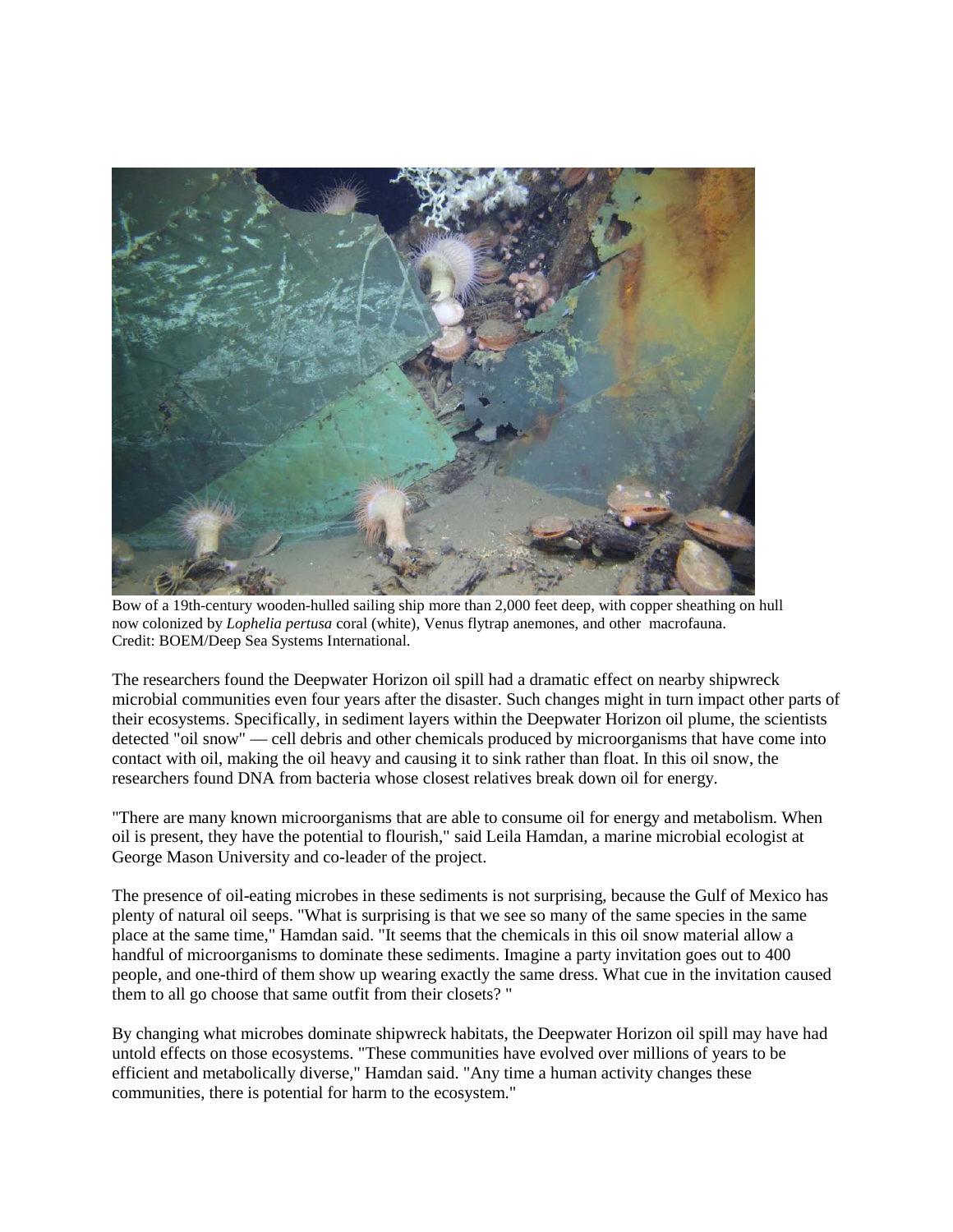Bow of a 19th-century wooden-hulled sailing ship more than 2,000 feet deep, with copper sheathing on hull now colonized by *Lophelia pertusa* coral (white), Venus flytrap anemones, and other macrofauna. Credit: BOEM/Deep Sea Systems International.

The researchers found the Deepwater Horizon oil spill had a dramatic effect on nearby shipwreck microbial communities even four years after the disaster. Such changes might in turn impact other parts of their ecosystems. Specifically, in sediment layers within the Deepwater Horizon oil plume, the scientists detected "oil snow" — cell debris and other chemicals produced by microorganisms that have come into contact with oil, making the oil heavy and causing it to sink rather than float. In this oil snow, the researchers found DNA from bacteria whose closest relatives break down oil for energy.

"There are many known microorganisms that are able to consume oil for energy and metabolism. When oil is present, they have the potential to flourish," said Leila Hamdan, a marine microbial ecologist at George Mason University and co-leader of the project.

The presence of oil-eating microbes in these sediments is not surprising, because the Gulf of Mexico has plenty of natural oil seeps. "What is surprising is that we see so many of the same species in the same place at the same time," Hamdan said. "It seems that the chemicals in this oil snow material allow a handful of microorganisms to dominate these sediments. Imagine a party invitation goes out to 400 people, and one-third of them show up wearing exactly the same dress. What cue in the invitation caused them to all go choose that same outfit from their closets? "

By changing what microbes dominate shipwreck habitats, the Deepwater Horizon oil spill may have had untold effects on those ecosystems. "These communities have evolved over millions of years to be efficient and metabolically diverse," Hamdan said. "Any time a human activity changes these communities, there is potential for harm to the ecosystem."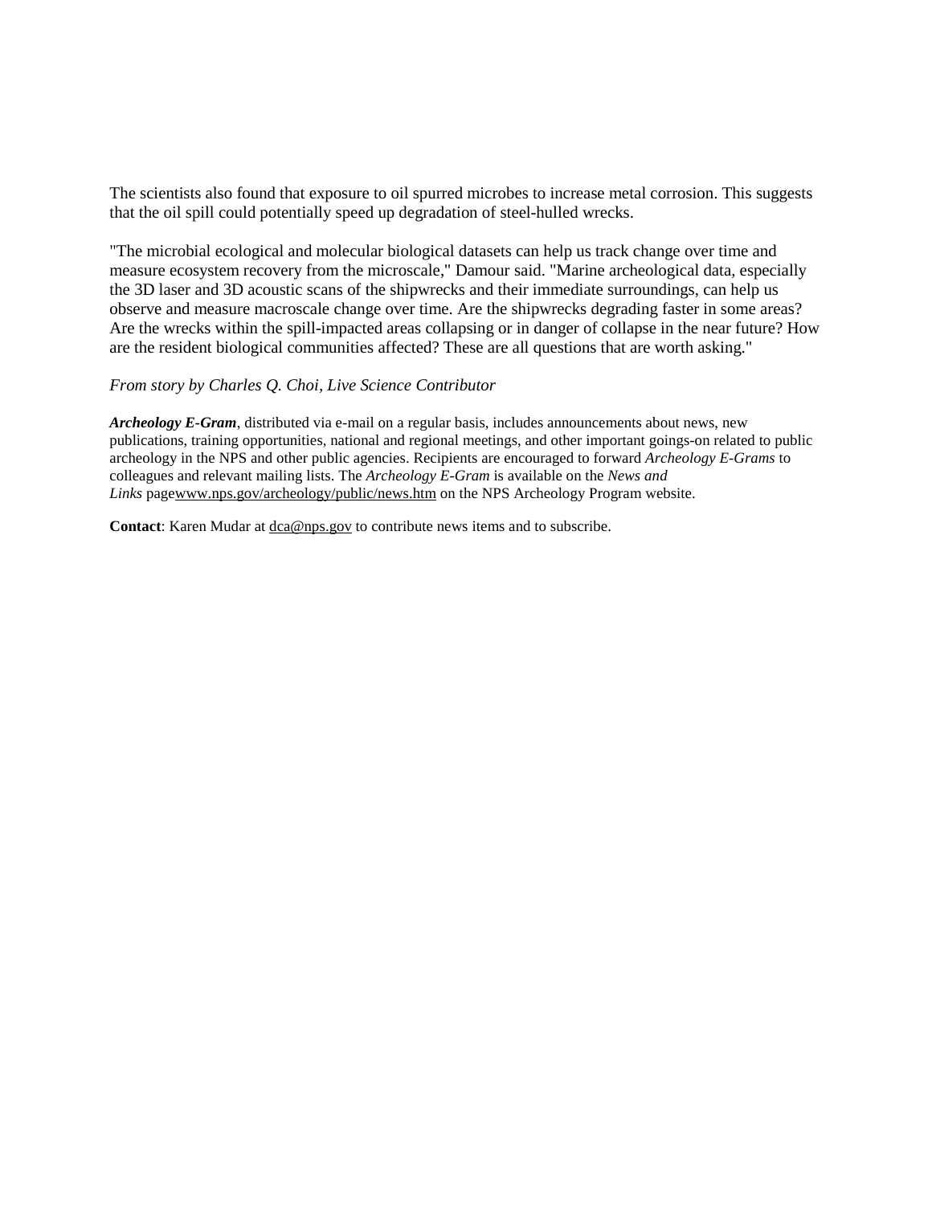The scientists also found that exposure to oil spurred microbes to increase metal corrosion. This suggests that the oil spill could potentially speed up degradation of steel-hulled wrecks.

"The microbial ecological and molecular biological datasets can help us track change over time and measure ecosystem recovery from the microscale," Damour said. "Marine archeological data, especially the 3D laser and 3D acoustic scans of the shipwrecks and their immediate surroundings, can help us observe and measure macroscale change over time. Are the shipwrecks degrading faster in some areas? Are the wrecks within the spill-impacted areas collapsing or in danger of collapse in the near future? How are the resident biological communities affected? These are all questions that are worth asking."

*From story by Charles Q. Choi, Live Science Contributor*

***Archeology E-Gram***, distributed via e-mail on a regular basis, includes announcements about news, new publications, training opportunities, national and regional meetings, and other important goings-on related to public archeology in the NPS and other public agencies. Recipients are encouraged to forward *Archeology E-Grams* to colleagues and relevant mailing lists. The *Archeology E-Gram* is available on the *News and Links* pagewww.nps.gov/archeology/public/news.htm on the NPS Archeology Program website.

**Contact**: Karen Mudar at dca@nps.gov to contribute news items and to subscribe.